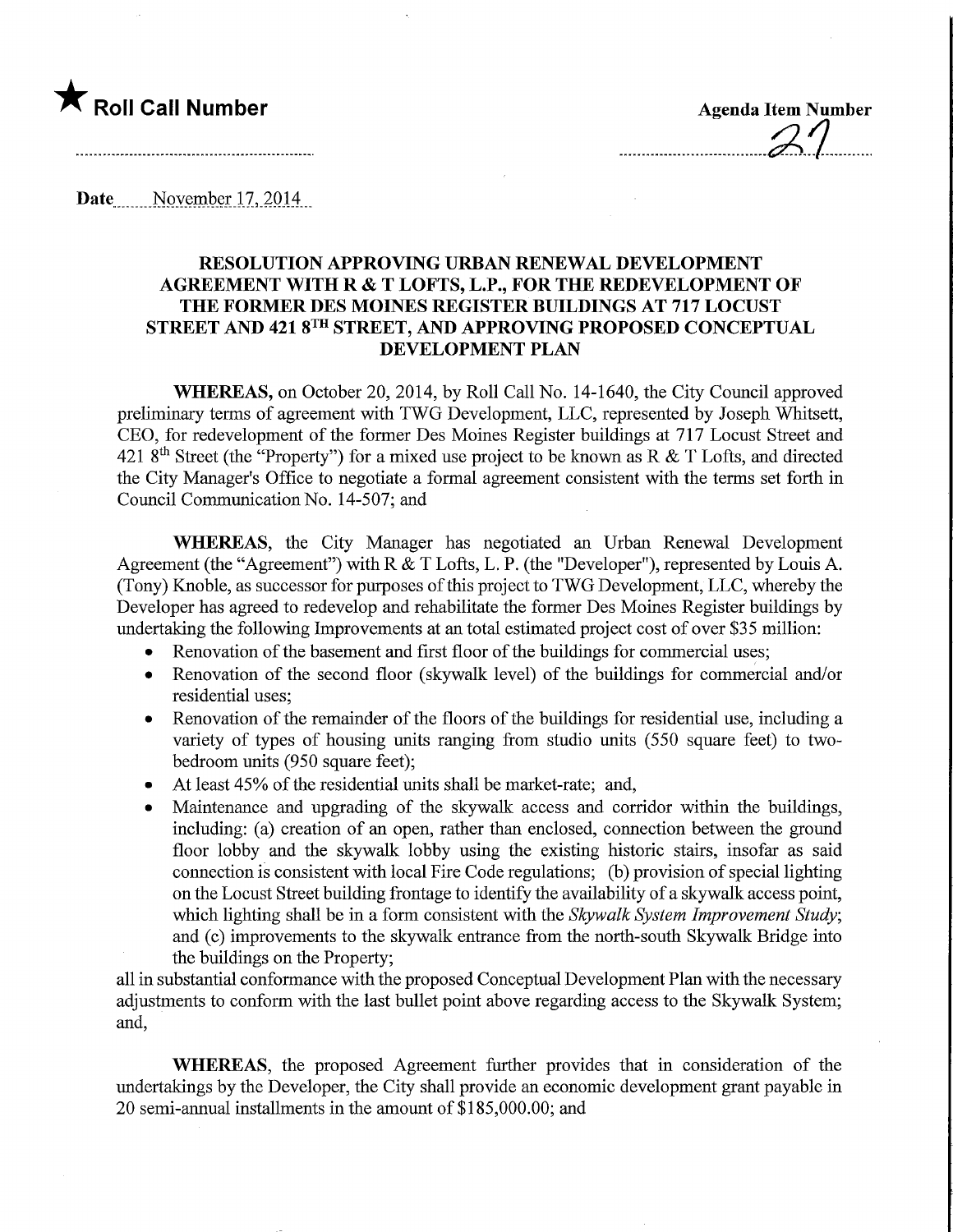★ **Roll Call Number**

**Agenda Item Number**

21

**Date** November 17, 2014

## RESOLUTION APPROVING URBAN RENEWAL DEVELOPMENT AGREEMENT WITH R & T LOFTS, L.P., FOR THE REDEVELOPMENT OF THE FORMER DES MOINES REGISTER BUILDINGS AT 717 LOCUST STREET AND 421 8TH STREET, AND APPROVING PROPOSED CONCEPTUAL DEVELOPMENT PLAN

**WHEREAS,** on October 20, 2014, by Roll Call No. 14-1640, the City Council approved preliminary terms of agreement with TWG Development, LLC, represented by Joseph Whitsett, CEO, for redevelopment of the former Des Moines Register buildings at 717 Locust Street and 421 8th Street (the "Property") for a mixed use project to be known as R & T Lofts, and directed the City Manager's Office to negotiate a formal agreement consistent with the terms set forth in Council Communication No. 14-507; and

**WHEREAS,** the City Manager has negotiated an Urban Renewal Development Agreement (the "Agreement") with R & T Lofts, L. P. (the "Developer"), represented by Louis A. (Tony) Knoble, as successor for purposes of this project to TWG Development, LLC, whereby the Developer has agreed to redevelop and rehabilitate the former Des Moines Register buildings by undertaking the following Improvements at an total estimated project cost of over $35 million:

- Renovation of the basement and first floor of the buildings for commercial uses;
- Renovation of the second floor (skywalk level) of the buildings for commercial and/or residential uses;
- Renovation of the remainder of the floors of the buildings for residential use, including a variety of types of housing units ranging from studio units (550 square feet) to two-bedroom units (950 square feet);
- At least 45% of the residential units shall be market-rate; and,
- Maintenance and upgrading of the skywalk access and corridor within the buildings, including: (a) creation of an open, rather than enclosed, connection between the ground floor lobby and the skywalk lobby using the existing historic stairs, insofar as said connection is consistent with local Fire Code regulations; (b) provision of special lighting on the Locust Street building frontage to identify the availability of a skywalk access point, which lighting shall be in a form consistent with the *Skywalk System Improvement Study*; and (c) improvements to the skywalk entrance from the north-south Skywalk Bridge into the buildings on the Property;

all in substantial conformance with the proposed Conceptual Development Plan with the necessary adjustments to conform with the last bullet point above regarding access to the Skywalk System; and,

**WHEREAS,** the proposed Agreement further provides that in consideration of the undertakings by the Developer, the City shall provide an economic development grant payable in 20 semi-annual installments in the amount of $185,000.00; and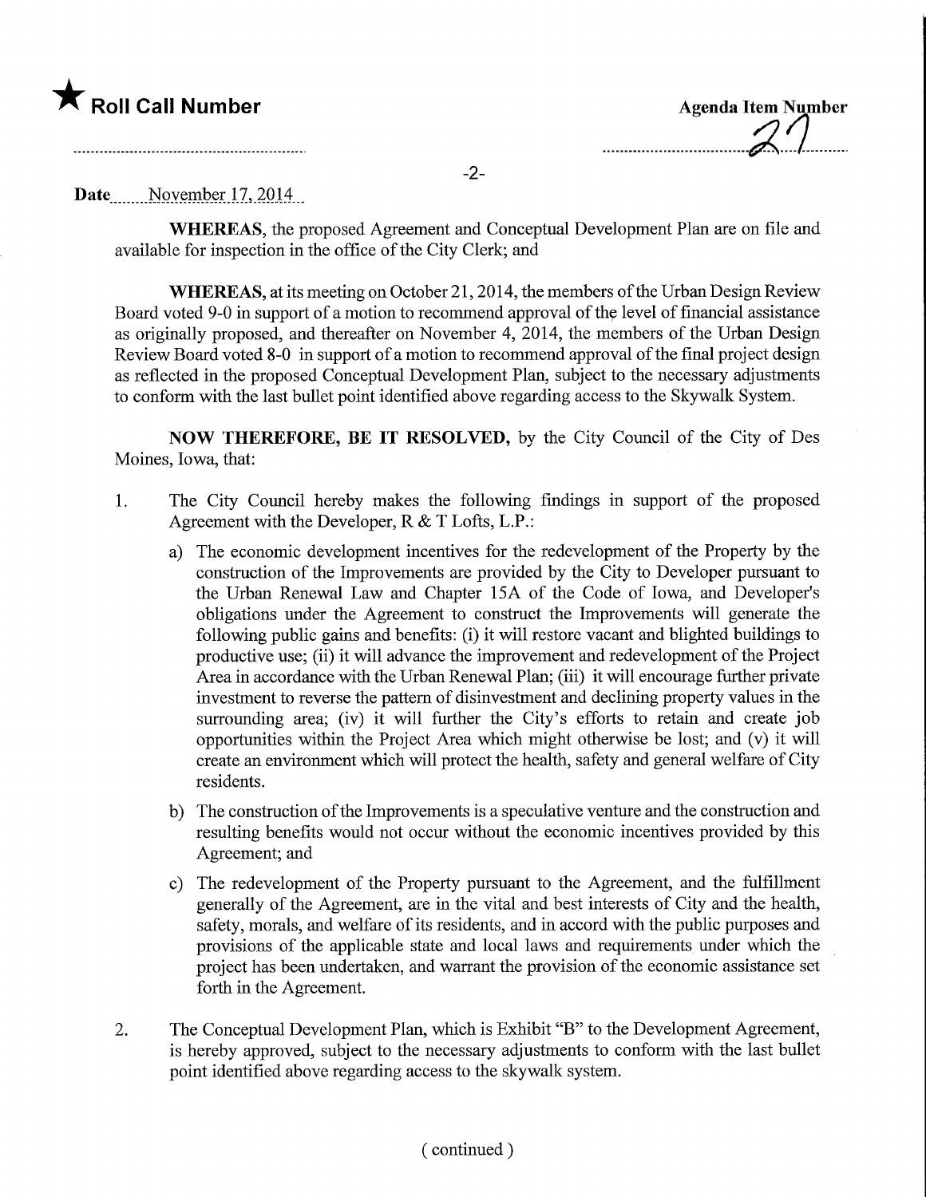★ **Roll Call Number**

**Agenda Item Number** 27

**Date** November 17, 2014

**WHEREAS**, the proposed Agreement and Conceptual Development Plan are on file and available for inspection in the office of the City Clerk; and

**WHEREAS**, at its meeting on October 21, 2014, the members of the Urban Design Review Board voted 9-0 in support of a motion to recommend approval of the level of financial assistance as originally proposed, and thereafter on November 4, 2014, the members of the Urban Design Review Board voted 8-0 in support of a motion to recommend approval of the final project design as reflected in the proposed Conceptual Development Plan, subject to the necessary adjustments to conform with the last bullet point identified above regarding access to the Skywalk System.

**NOW THEREFORE, BE IT RESOLVED**, by the City Council of the City of Des Moines, Iowa, that:

1. The City Council hereby makes the following findings in support of the proposed Agreement with the Developer, R & T Lofts, L.P.:

   a) The economic development incentives for the redevelopment of the Property by the construction of the Improvements are provided by the City to Developer pursuant to the Urban Renewal Law and Chapter 15A of the Code of Iowa, and Developer's obligations under the Agreement to construct the Improvements will generate the following public gains and benefits: (i) it will restore vacant and blighted buildings to productive use; (ii) it will advance the improvement and redevelopment of the Project Area in accordance with the Urban Renewal Plan; (iii) it will encourage further private investment to reverse the pattern of disinvestment and declining property values in the surrounding area; (iv) it will further the City's efforts to retain and create job opportunities within the Project Area which might otherwise be lost; and (v) it will create an environment which will protect the health, safety and general welfare of City residents.

   b) The construction of the Improvements is a speculative venture and the construction and resulting benefits would not occur without the economic incentives provided by this Agreement; and

   c) The redevelopment of the Property pursuant to the Agreement, and the fulfillment generally of the Agreement, are in the vital and best interests of City and the health, safety, morals, and welfare of its residents, and in accord with the public purposes and provisions of the applicable state and local laws and requirements under which the project has been undertaken, and warrant the provision of the economic assistance set forth in the Agreement.

2. The Conceptual Development Plan, which is Exhibit "B" to the Development Agreement, is hereby approved, subject to the necessary adjustments to conform with the last bullet point identified above regarding access to the skywalk system.

( continued )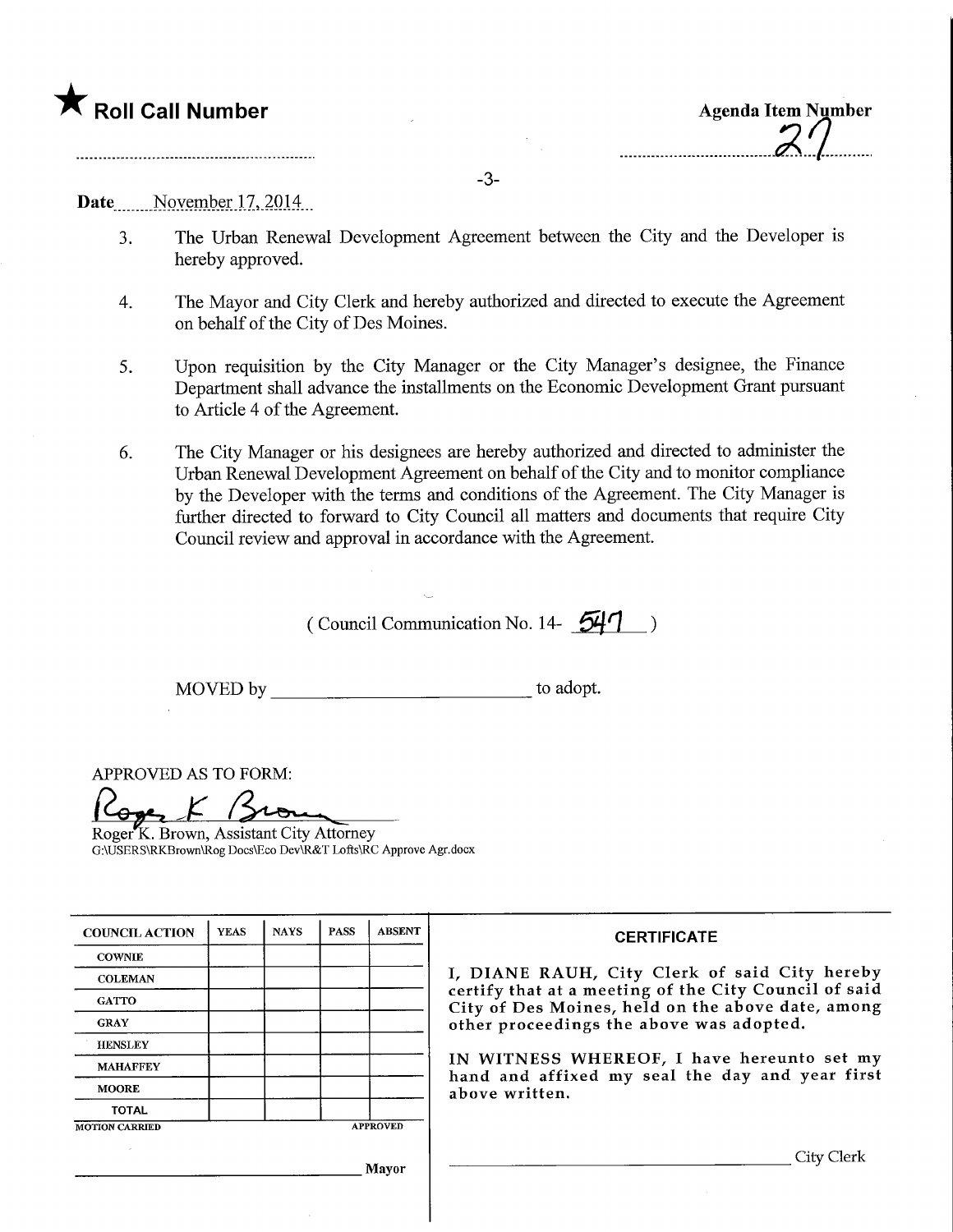★ **Roll Call Number**

**Agenda Item Number**
27

Date November 17, 2014

3. The Urban Renewal Development Agreement between the City and the Developer is hereby approved.

4. The Mayor and City Clerk and hereby authorized and directed to execute the Agreement on behalf of the City of Des Moines.

5. Upon requisition by the City Manager or the City Manager's designee, the Finance Department shall advance the installments on the Economic Development Grant pursuant to Article 4 of the Agreement.

6. The City Manager or his designees are hereby authorized and directed to administer the Urban Renewal Development Agreement on behalf of the City and to monitor compliance by the Developer with the terms and conditions of the Agreement. The City Manager is further directed to forward to City Council all matters and documents that require City Council review and approval in accordance with the Agreement.

( Council Communication No. 14- 547 )

MOVED by ____________________________ to adopt.

APPROVED AS TO FORM:

Roger K. Brown
Roger K. Brown, Assistant City Attorney
G:\USERS\RKBrown\Rog Docs\Eco Dev\R&T Lofts\RC Approve Agr.docx

| COUNCIL ACTION | YEAS | NAYS | PASS | ABSENT |
|---|---|---|---|---|
| COWNIE | | | | |
| COLEMAN | | | | |
| GATTO | | | | |
| GRAY | | | | |
| HENSLEY | | | | |
| MAHAFFEY | | | | |
| MOORE | | | | |
| TOTAL | | | | |

MOTION CARRIED APPROVED

______________________________ Mayor

**CERTIFICATE**

I, DIANE RAUH, City Clerk of said City hereby certify that at a meeting of the City Council of said City of Des Moines, held on the above date, among other proceedings the above was adopted.

IN WITNESS WHEREOF, I have hereunto set my hand and affixed my seal the day and year first above written.

______________________________ City Clerk